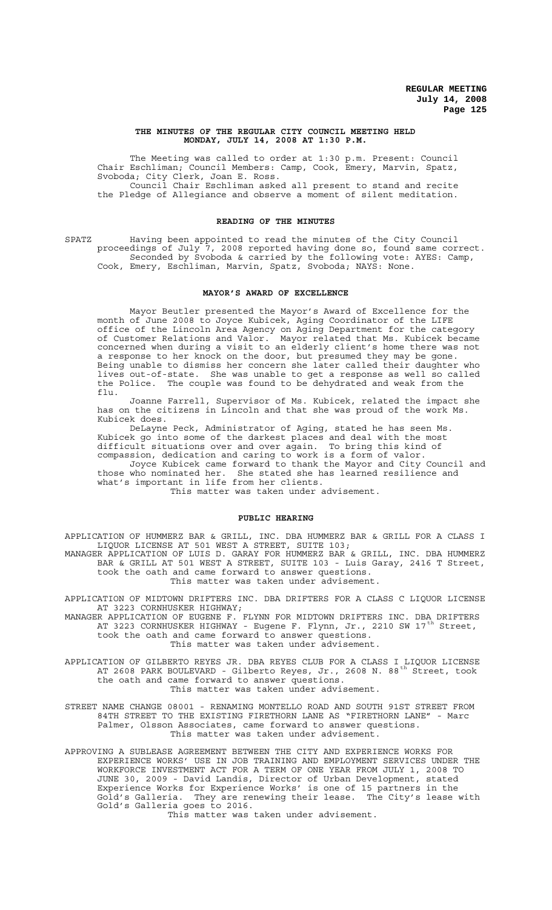**THE MINUTES OF THE REGULAR CITY COUNCIL MEETING HELD MONDAY, JULY 14, 2008 AT 1:30 P.M.**

The Meeting was called to order at 1:30 p.m. Present: Council Chair Eschliman; Council Members: Camp, Cook, Emery, Marvin, Spatz, Svoboda; City Clerk, Joan E. Ross.

Council Chair Eschliman asked all present to stand and recite the Pledge of Allegiance and observe a moment of silent meditation.

## READING OF THE MINUTES

SPATZ Having been appointed to read the minutes of the City Council proceedings of July 7, 2008 reported having done so, found same correct. Seconded by Svoboda & carried by the following vote: AYES: Camp, Cook, Emery, Eschliman, Marvin, Spatz, Svoboda; NAYS: None.

## MAYOR'S AWARD OF EXCELLENCE

Mayor Beutler presented the Mayor's Award of Excellence for the month of June 2008 to Joyce Kubicek, Aging Coordinator of the LIFE office of the Lincoln Area Agency on Aging Department for the category of Customer Relations and Valor. Mayor related that Ms. Kubicek became concerned when during a visit to an elderly client's home there was not a response to her knock on the door, but presumed they may be gone. Being unable to dismiss her concern she later called their daughter who lives out-of-state. She was unable to get a response as well so called the Police. The couple was found to be dehydrated and weak from the flu.

Joanne Farrell, Supervisor of Ms. Kubicek, related the impact she has on the citizens in Lincoln and that she was proud of the work Ms. Kubicek does.

DeLayne Peck, Administrator of Aging, stated he has seen Ms. Kubicek go into some of the darkest places and deal with the most difficult situations over and over again. To bring this kind of compassion, dedication and caring to work is a form of valor.

Joyce Kubicek came forward to thank the Mayor and City Council and those who nominated her. She stated she has learned resilience and what's important in life from her clients.

This matter was taken under advisement.

## PUBLIC HEARING

APPLICATION OF HUMMERZ BAR & GRILL, INC. DBA HUMMERZ BAR & GRILL FOR A CLASS I LIQUOR LICENSE AT 501 WEST A STREET, SUITE 103;

MANAGER APPLICATION OF LUIS D. GARAY FOR HUMMERZ BAR & GRILL, INC. DBA HUMMERZ BAR & GRILL AT 501 WEST A STREET, SUITE 103 - Luis Garay, 2416 T Street, took the oath and came forward to answer questions.

This matter was taken under advisement.

APPLICATION OF MIDTOWN DRIFTERS INC. DBA DRIFTERS FOR A CLASS C LIQUOR LICENSE AT 3223 CORNHUSKER HIGHWAY;

MANAGER APPLICATION OF EUGENE F. FLYNN FOR MIDTOWN DRIFTERS INC. DBA DRIFTERS AT 3223 CORNHUSKER HIGHWAY - Eugene F. Flynn, Jr., 2210 SW 17th Street, took the oath and came forward to answer questions.

This matter was taken under advisement.

APPLICATION OF GILBERTO REYES JR. DBA REYES CLUB FOR A CLASS I LIQUOR LICENSE AT 2608 PARK BOULEVARD - Gilberto Reyes, Jr., 2608 N. 88th Street, took the oath and came forward to answer questions.

This matter was taken under advisement.

STREET NAME CHANGE 08001 - RENAMING MONTELLO ROAD AND SOUTH 91ST STREET FROM 84TH STREET TO THE EXISTING FIRETHORN LANE AS "FIRETHORN LANE" - Marc Palmer, Olsson Associates, came forward to answer questions.

This matter was taken under advisement.

APPROVING A SUBLEASE AGREEMENT BETWEEN THE CITY AND EXPERIENCE WORKS FOR EXPERIENCE WORKS' USE IN JOB TRAINING AND EMPLOYMENT SERVICES UNDER THE WORKFORCE INVESTMENT ACT FOR A TERM OF ONE YEAR FROM JULY 1, 2008 TO JUNE 30, 2009 - David Landis, Director of Urban Development, stated Experience Works for Experience Works' is one of 15 partners in the Gold's Galleria. They are renewing their lease. The City's lease with Gold's Galleria goes to 2016.

This matter was taken under advisement.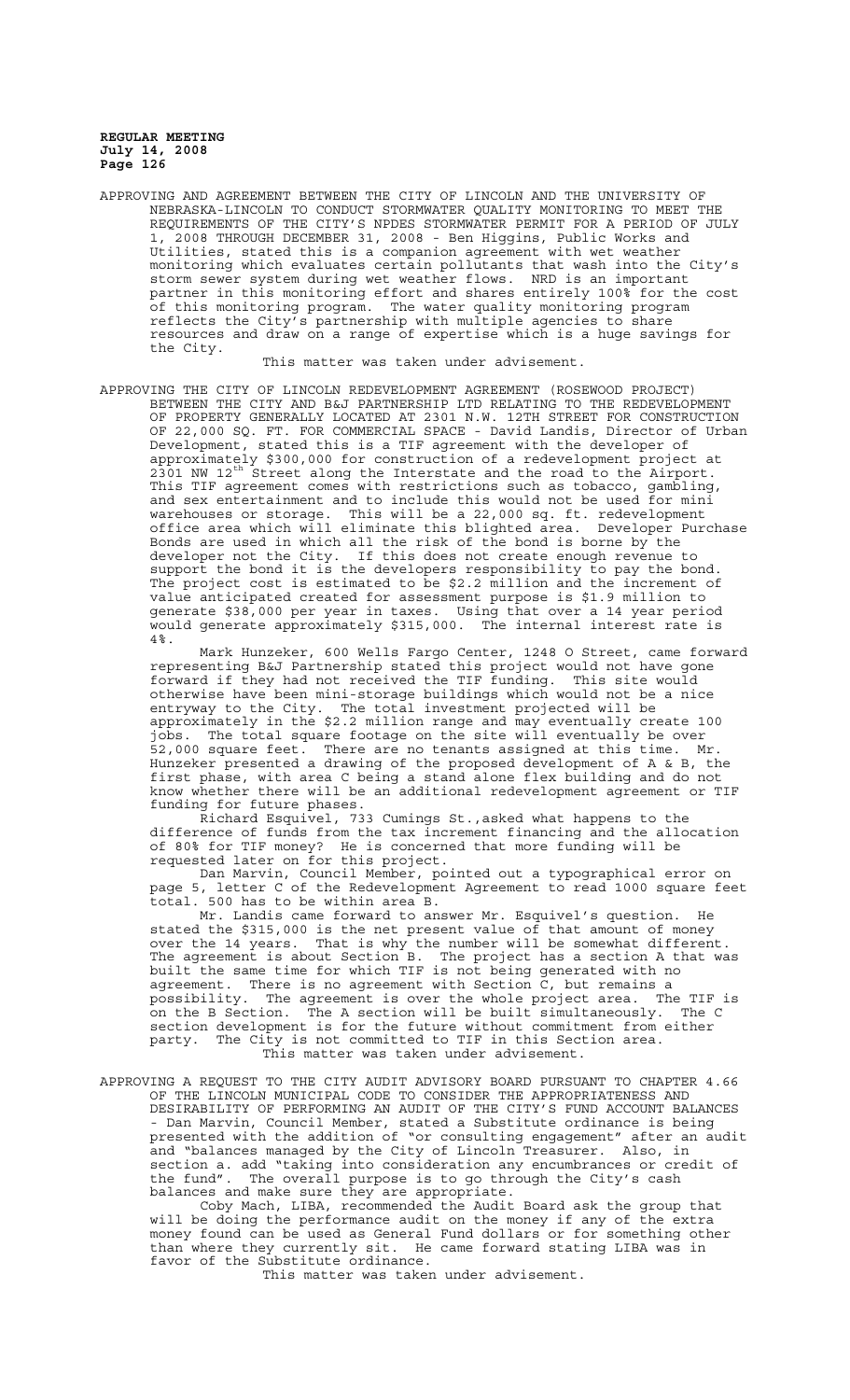APPROVING AND AGREEMENT BETWEEN THE CITY OF LINCOLN AND THE UNIVERSITY OF NEBRASKA-LINCOLN TO CONDUCT STORMWATER QUALITY MONITORING TO MEET THE REQUIREMENTS OF THE CITY'S NPDES STORMWATER PERMIT FOR A PERIOD OF JULY 1, 2008 THROUGH DECEMBER 31, 2008 - Ben Higgins, Public Works and Utilities, stated this is a companion agreement with wet weather monitoring which evaluates certain pollutants that wash into the City's storm sewer system during wet weather flows. NRD is an important partner in this monitoring effort and shares entirely 100% for the cost of this monitoring program. The water quality monitoring program reflects the City's partnership with multiple agencies to share resources and draw on a range of expertise which is a huge savings for the City.

This matter was taken under advisement.

APPROVING THE CITY OF LINCOLN REDEVELOPMENT AGREEMENT (ROSEWOOD PROJECT) BETWEEN THE CITY AND B&J PARTNERSHIP LTD RELATING TO THE REDEVELOPMENT OF PROPERTY GENERALLY LOCATED AT 2301 N.W. 12TH STREET FOR CONSTRUCTION OF 22,000 SQ. FT. FOR COMMERCIAL SPACE - David Landis, Director of Urban Development, stated this is a TIF agreement with the developer of approximately \$300,000 for construction of a redevelopment project at 2301 NW 12th Street along the Interstate and the road to the Airport. This TIF agreement comes with restrictions such as tobacco, gambling, and sex entertainment and to include this would not be used for mini warehouses or storage. This will be a 22,000 sq. ft. redevelopment office area which will eliminate this blighted area. Developer Purchase Bonds are used in which all the risk of the bond is borne by the developer not the City. If this does not create enough revenue to support the bond it is the developers responsibility to pay the bond. The project cost is estimated to be \$2.2 million and the increment of value anticipated created for assessment purpose is \$1.9 million to generate \$38,000 per year in taxes. Using that over a 14 year period would generate approximately \$315,000. The internal interest rate is 4%.

Mark Hunzeker, 600 Wells Fargo Center, 1248 O Street, came forward representing B&J Partnership stated this project would not have gone forward if they had not received the TIF funding. This site would otherwise have been mini-storage buildings which would not be a nice entryway to the City. The total investment projected will be approximately in the \$2.2 million range and may eventually create 100 jobs. The total square footage on the site will eventually be over 52,000 square feet. There are no tenants assigned at this time. Mr. Hunzeker presented a drawing of the proposed development of A & B, the first phase, with area C being a stand alone flex building and do not know whether there will be an additional redevelopment agreement or TIF funding for future phases.

Richard Esquivel, 733 Cumings St.,asked what happens to the difference of funds from the tax increment financing and the allocation of 80% for TIF money? He is concerned that more funding will be requested later on for this project.

Dan Marvin, Council Member, pointed out a typographical error on page 5, letter C of the Redevelopment Agreement to read 1000 square feet total. 500 has to be within area B.

Mr. Landis came forward to answer Mr. Esquivel's question. He stated the \$315,000 is the net present value of that amount of money over the 14 years. That is why the number will be somewhat different. The agreement is about Section B. The project has a section A that was built the same time for which TIF is not being generated with no agreement. There is no agreement with Section C, but remains a possibility. The agreement is over the whole project area. The TIF is on the B Section. The A section will be built simultaneously. The C section development is for the future without commitment from either party. The City is not committed to TIF in this Section area.

This matter was taken under advisement.

APPROVING A REQUEST TO THE CITY AUDIT ADVISORY BOARD PURSUANT TO CHAPTER 4.66 OF THE LINCOLN MUNICIPAL CODE TO CONSIDER THE APPROPRIATENESS AND DESIRABILITY OF PERFORMING AN AUDIT OF THE CITY'S FUND ACCOUNT BALANCES - Dan Marvin, Council Member, stated a Substitute ordinance is being presented with the addition of "or consulting engagement" after an audit and "balances managed by the City of Lincoln Treasurer. Also, in section a. add "taking into consideration any encumbrances or credit of the fund". The overall purpose is to go through the City's cash balances and make sure they are appropriate.

Coby Mach, LIBA, recommended the Audit Board ask the group that will be doing the performance audit on the money if any of the extra money found can be used as General Fund dollars or for something other than where they currently sit. He came forward stating LIBA was in favor of the Substitute ordinance.

This matter was taken under advisement.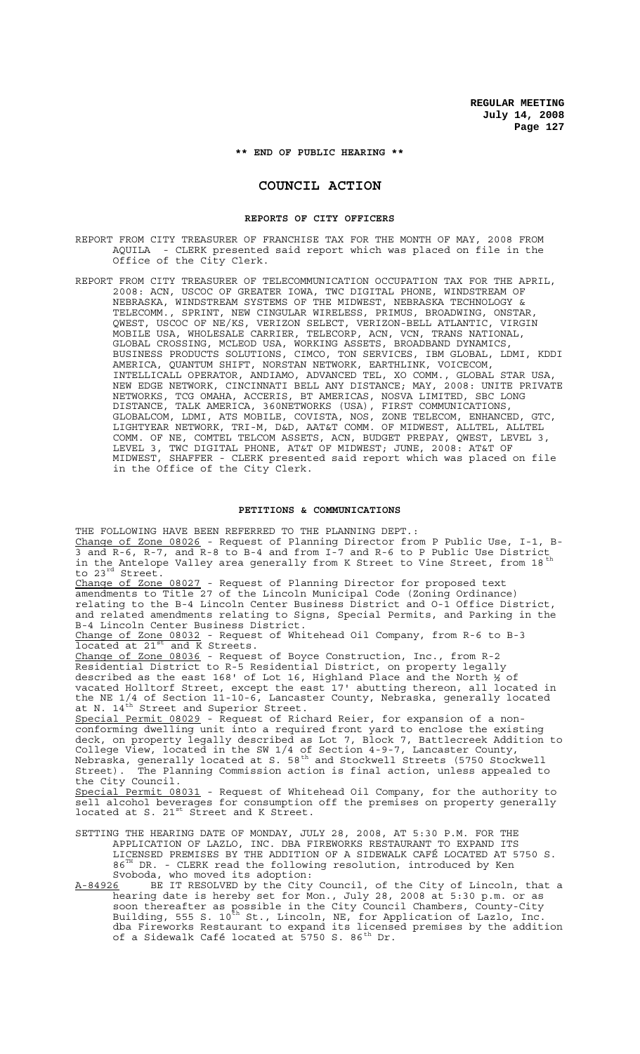**\*\* END OF PUBLIC HEARING \*\***

## COUNCIL ACTION

### REPORTS OF CITY OFFICERS

REPORT FROM CITY TREASURER OF FRANCHISE TAX FOR THE MONTH OF MAY, 2008 FROM AQUILA - CLERK presented said report which was placed on file in the Office of the City Clerk.

REPORT FROM CITY TREASURER OF TELECOMMUNICATION OCCUPATION TAX FOR THE APRIL, 2008: ACN, USCOC OF GREATER IOWA, TWC DIGITAL PHONE, WINDSTREAM OF NEBRASKA, WINDSTREAM SYSTEMS OF THE MIDWEST, NEBRASKA TECHNOLOGY & TELECOMM., SPRINT, NEW CINGULAR WIRELESS, PRIMUS, BROADWING, ONSTAR, QWEST, USCOC OF NE/KS, VERIZON SELECT, VERIZON-BELL ATLANTIC, VIRGIN MOBILE USA, WHOLESALE CARRIER, TELECORP, ACN, VCN, TRANS NATIONAL, GLOBAL CROSSING, MCLEOD USA, WORKING ASSETS, BROADBAND DYNAMICS, BUSINESS PRODUCTS SOLUTIONS, CIMCO, TON SERVICES, IBM GLOBAL, LDMI, KDDI AMERICA, QUANTUM SHIFT, NORSTAN NETWORK, EARTHLINK, VOICECOM, INTELLICALL OPERATOR, ANDIAMO, ADVANCED TEL, XO COMM., GLOBAL STAR USA, NEW EDGE NETWORK, CINCINNATI BELL ANY DISTANCE; MAY, 2008: UNITE PRIVATE NETWORKS, TCG OMAHA, ACCERIS, BT AMERICAS, NOSVA LIMITED, SBC LONG DISTANCE, TALK AMERICA, 360NETWORKS (USA), FIRST COMMUNICATIONS, GLOBALCOM, LDMI, ATS MOBILE, COVISTA, NOS, ZONE TELECOM, ENHANCED, GTC, LIGHTYEAR NETWORK, TRI-M, D&D, AAT&T COMM. OF MIDWEST, ALLTEL, ALLTEL COMM. OF NE, COMTEL TELCOM ASSETS, ACN, BUDGET PREPAY, QWEST, LEVEL 3, LEVEL 3, TWC DIGITAL PHONE, AT&T OF MIDWEST; JUNE, 2008: AT&T OF MIDWEST, SHAFFER - CLERK presented said report which was placed on file in the Office of the City Clerk.

### PETITIONS & COMMUNICATIONS

THE FOLLOWING HAVE BEEN REFERRED TO THE PLANNING DEPT.:

Change of Zone 08026 - Request of Planning Director from P Public Use, I-1, B-3 and R-6, R-7, and R-8 to B-4 and from I-7 and R-6 to P Public Use District in the Antelope Valley area generally from K Street to Vine Street, from 18th to 23rd Street.

Change of Zone 08027 - Request of Planning Director for proposed text amendments to Title 27 of the Lincoln Municipal Code (Zoning Ordinance) relating to the B-4 Lincoln Center Business District and O-1 Office District, and related amendments relating to Signs, Special Permits, and Parking in the B-4 Lincoln Center Business District.

Change of Zone 08032 - Request of Whitehead Oil Company, from R-6 to B-3 located at 21st and K Streets.

Change of Zone 08036 - Request of Boyce Construction, Inc., from R-2 Residential District to R-5 Residential District, on property legally described as the east 168' of Lot 16, Highland Place and the North ½ of vacated Holltorf Street, except the east 17' abutting thereon, all located in the NE 1/4 of Section 11-10-6, Lancaster County, Nebraska, generally located at N. 14th Street and Superior Street.

Special Permit 08029 - Request of Richard Reier, for expansion of a non-conforming dwelling unit into a required front yard to enclose the existing deck, on property legally described as Lot 7, Block 7, Battlecreek Addition to College View, located in the SW 1/4 of Section 4-9-7, Lancaster County, Nebraska, generally located at S. 58th and Stockwell Streets (5750 Stockwell Street). The Planning Commission action is final action, unless appealed to the City Council.

Special Permit 08031 - Request of Whitehead Oil Company, for the authority to sell alcohol beverages for consumption off the premises on property generally located at S. 21st Street and K Street.

SETTING THE HEARING DATE OF MONDAY, JULY 28, 2008, AT 5:30 P.M. FOR THE APPLICATION OF LAZLO, INC. DBA FIREWORKS RESTAURANT TO EXPAND ITS LICENSED PREMISES BY THE ADDITION OF A SIDEWALK CAFÉ LOCATED AT 5750 S. 86TH DR. - CLERK read the following resolution, introduced by Ken Svoboda, who moved its adoption:

A-84926 BE IT RESOLVED by the City Council, of the City of Lincoln, that a hearing date is hereby set for Mon., July 28, 2008 at 5:30 p.m. or as soon thereafter as possible in the City Council Chambers, County-City Building, 555 S. 10th St., Lincoln, NE, for Application of Lazlo, Inc. dba Fireworks Restaurant to expand its licensed premises by the addition of a Sidewalk Café located at 5750 S. 86th Dr.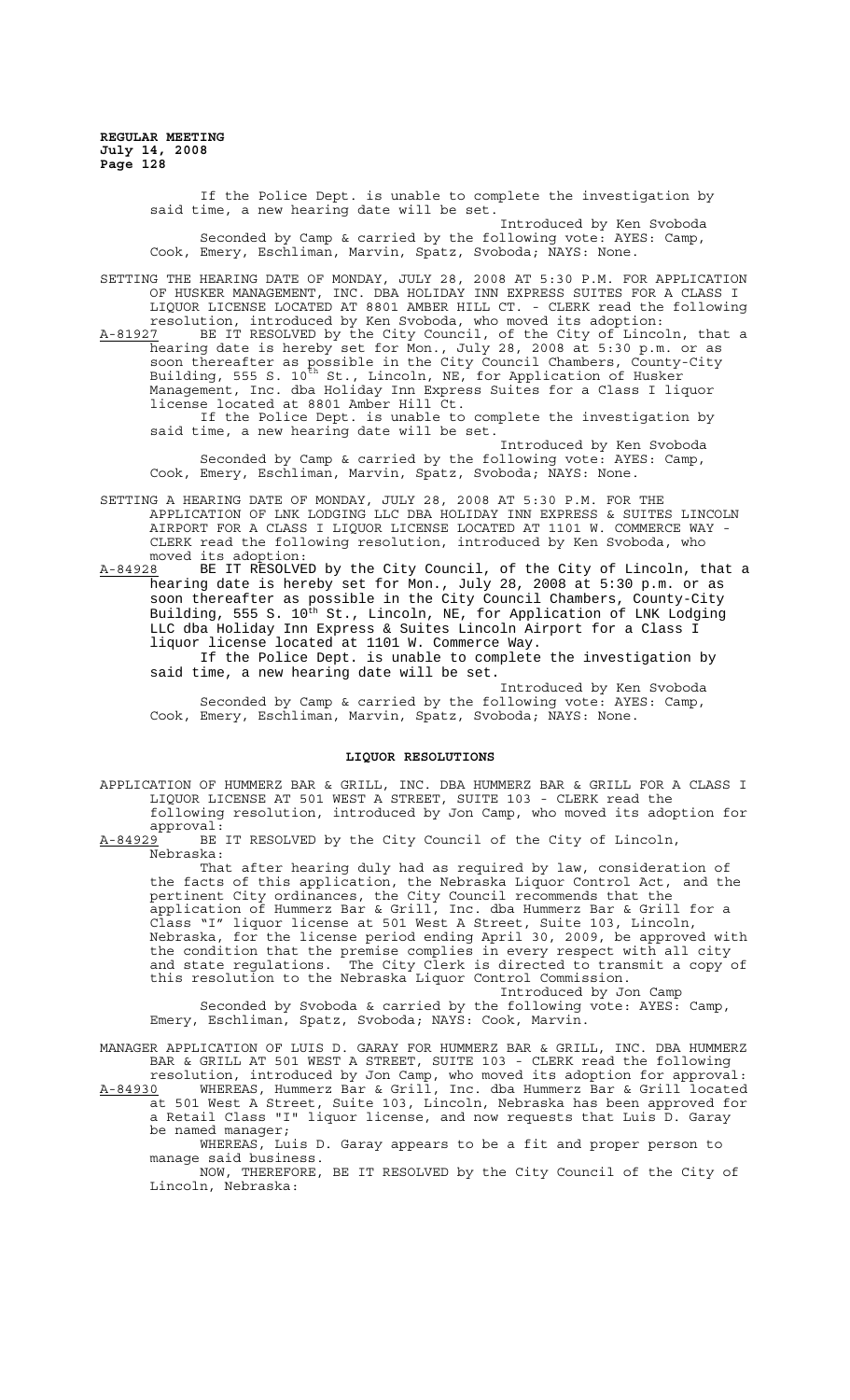If the Police Dept. is unable to complete the investigation by said time, a new hearing date will be set.

Introduced by Ken Svoboda

Seconded by Camp & carried by the following vote: AYES: Camp, Cook, Emery, Eschliman, Marvin, Spatz, Svoboda; NAYS: None.

SETTING THE HEARING DATE OF MONDAY, JULY 28, 2008 AT 5:30 P.M. FOR APPLICATION OF HUSKER MANAGEMENT, INC. DBA HOLIDAY INN EXPRESS SUITES FOR A CLASS I LIQUOR LICENSE LOCATED AT 8801 AMBER HILL CT. - CLERK read the following resolution, introduced by Ken Svoboda, who moved its adoption:

A-81927 BE IT RESOLVED by the City Council, of the City of Lincoln, that a hearing date is hereby set for Mon., July 28, 2008 at 5:30 p.m. or as soon thereafter as possible in the City Council Chambers, County-City Building, 555 S. 10th St., Lincoln, NE, for Application of Husker Management, Inc. dba Holiday Inn Express Suites for a Class I liquor license located at 8801 Amber Hill Ct.

If the Police Dept. is unable to complete the investigation by said time, a new hearing date will be set.

Introduced by Ken Svoboda

Seconded by Camp & carried by the following vote: AYES: Camp, Cook, Emery, Eschliman, Marvin, Spatz, Svoboda; NAYS: None.

SETTING A HEARING DATE OF MONDAY, JULY 28, 2008 AT 5:30 P.M. FOR THE APPLICATION OF LNK LODGING LLC DBA HOLIDAY INN EXPRESS & SUITES LINCOLN AIRPORT FOR A CLASS I LIQUOR LICENSE LOCATED AT 1101 W. COMMERCE WAY - CLERK read the following resolution, introduced by Ken Svoboda, who moved its adoption:

A-84928 BE IT RESOLVED by the City Council, of the City of Lincoln, that a hearing date is hereby set for Mon., July 28, 2008 at 5:30 p.m. or as soon thereafter as possible in the City Council Chambers, County-City Building, 555 S. 10th St., Lincoln, NE, for Application of LNK Lodging LLC dba Holiday Inn Express & Suites Lincoln Airport for a Class I liquor license located at 1101 W. Commerce Way.

If the Police Dept. is unable to complete the investigation by said time, a new hearing date will be set.

Introduced by Ken Svoboda

Seconded by Camp & carried by the following vote: AYES: Camp, Cook, Emery, Eschliman, Marvin, Spatz, Svoboda; NAYS: None.

## LIQUOR RESOLUTIONS

APPLICATION OF HUMMERZ BAR & GRILL, INC. DBA HUMMERZ BAR & GRILL FOR A CLASS I LIQUOR LICENSE AT 501 WEST A STREET, SUITE 103 - CLERK read the following resolution, introduced by Jon Camp, who moved its adoption for approval:

A-84929 BE IT RESOLVED by the City Council of the City of Lincoln, Nebraska:

That after hearing duly had as required by law, consideration of the facts of this application, the Nebraska Liquor Control Act, and the pertinent City ordinances, the City Council recommends that the application of Hummerz Bar & Grill, Inc. dba Hummerz Bar & Grill for a Class "I" liquor license at 501 West A Street, Suite 103, Lincoln, Nebraska, for the license period ending April 30, 2009, be approved with the condition that the premise complies in every respect with all city and state regulations. The City Clerk is directed to transmit a copy of this resolution to the Nebraska Liquor Control Commission.

Introduced by Jon Camp

Seconded by Svoboda & carried by the following vote: AYES: Camp, Emery, Eschliman, Spatz, Svoboda; NAYS: Cook, Marvin.

MANAGER APPLICATION OF LUIS D. GARAY FOR HUMMERZ BAR & GRILL, INC. DBA HUMMERZ BAR & GRILL AT 501 WEST A STREET, SUITE 103 - CLERK read the following resolution, introduced by Jon Camp, who moved its adoption for approval:

A-84930 WHEREAS, Hummerz Bar & Grill, Inc. dba Hummerz Bar & Grill located at 501 West A Street, Suite 103, Lincoln, Nebraska has been approved for a Retail Class "I" liquor license, and now requests that Luis D. Garay be named manager;

WHEREAS, Luis D. Garay appears to be a fit and proper person to manage said business.

NOW, THEREFORE, BE IT RESOLVED by the City Council of the City of Lincoln, Nebraska: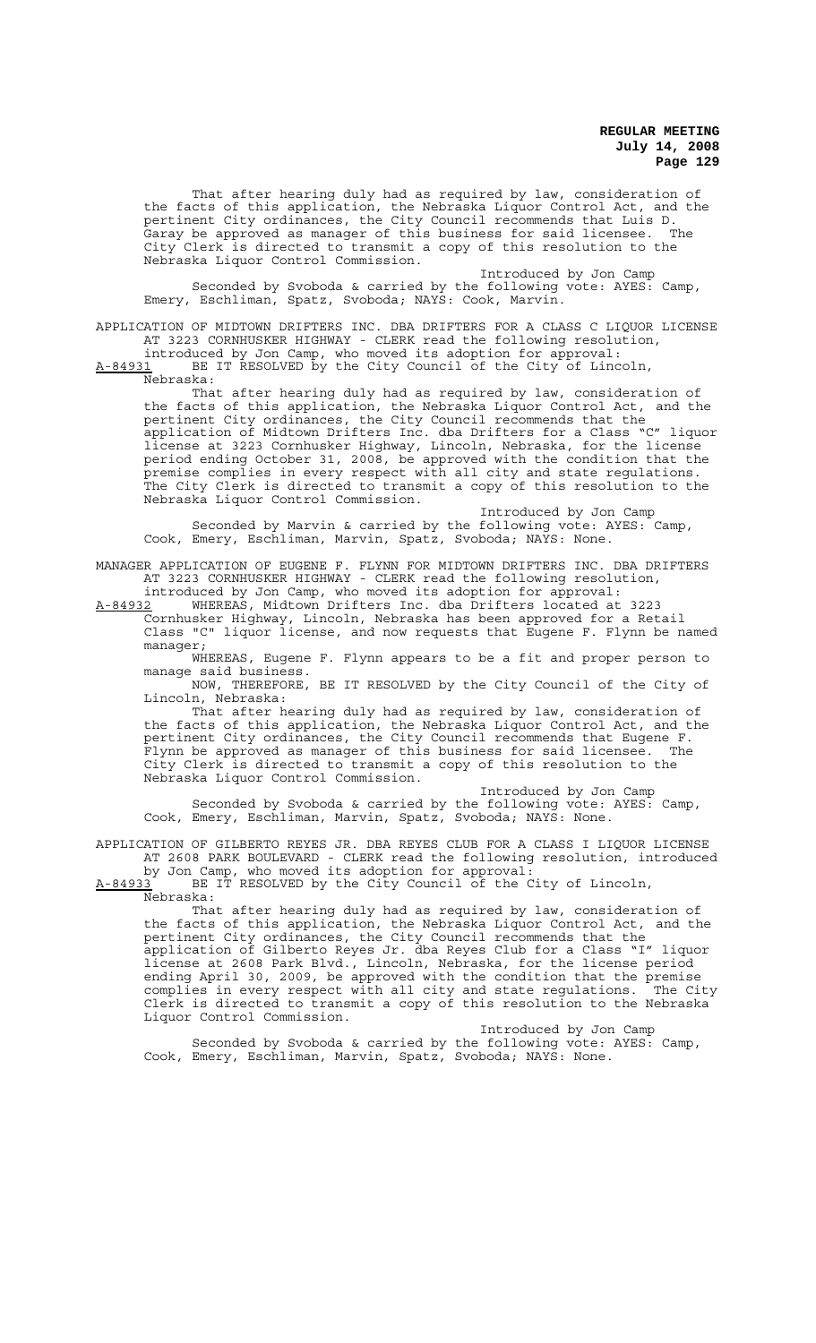That after hearing duly had as required by law, consideration of the facts of this application, the Nebraska Liquor Control Act, and the pertinent City ordinances, the City Council recommends that Luis D. Garay be approved as manager of this business for said licensee. The City Clerk is directed to transmit a copy of this resolution to the Nebraska Liquor Control Commission.

Introduced by Jon Camp

Seconded by Svoboda & carried by the following vote: AYES: Camp, Emery, Eschliman, Spatz, Svoboda; NAYS: Cook, Marvin.

APPLICATION OF MIDTOWN DRIFTERS INC. DBA DRIFTERS FOR A CLASS C LIQUOR LICENSE AT 3223 CORNHUSKER HIGHWAY - CLERK read the following resolution, introduced by Jon Camp, who moved its adoption for approval:

A-84931 BE IT RESOLVED by the City Council of the City of Lincoln, Nebraska:

That after hearing duly had as required by law, consideration of the facts of this application, the Nebraska Liquor Control Act, and the pertinent City ordinances, the City Council recommends that the application of Midtown Drifters Inc. dba Drifters for a Class "C" liquor license at 3223 Cornhusker Highway, Lincoln, Nebraska, for the license period ending October 31, 2008, be approved with the condition that the premise complies in every respect with all city and state regulations. The City Clerk is directed to transmit a copy of this resolution to the Nebraska Liquor Control Commission.

Introduced by Jon Camp

Seconded by Marvin & carried by the following vote: AYES: Camp, Cook, Emery, Eschliman, Marvin, Spatz, Svoboda; NAYS: None.

MANAGER APPLICATION OF EUGENE F. FLYNN FOR MIDTOWN DRIFTERS INC. DBA DRIFTERS AT 3223 CORNHUSKER HIGHWAY - CLERK read the following resolution, introduced by Jon Camp, who moved its adoption for approval:

A-84932 WHEREAS, Midtown Drifters Inc. dba Drifters located at 3223 Cornhusker Highway, Lincoln, Nebraska has been approved for a Retail Class "C" liquor license, and now requests that Eugene F. Flynn be named manager;

WHEREAS, Eugene F. Flynn appears to be a fit and proper person to manage said business.

NOW, THEREFORE, BE IT RESOLVED by the City Council of the City of Lincoln, Nebraska:

That after hearing duly had as required by law, consideration of the facts of this application, the Nebraska Liquor Control Act, and the pertinent City ordinances, the City Council recommends that Eugene F. Flynn be approved as manager of this business for said licensee. The City Clerk is directed to transmit a copy of this resolution to the Nebraska Liquor Control Commission.

Introduced by Jon Camp

Seconded by Svoboda & carried by the following vote: AYES: Camp, Cook, Emery, Eschliman, Marvin, Spatz, Svoboda; NAYS: None.

APPLICATION OF GILBERTO REYES JR. DBA REYES CLUB FOR A CLASS I LIQUOR LICENSE AT 2608 PARK BOULEVARD - CLERK read the following resolution, introduced by Jon Camp, who moved its adoption for approval:

A-84933 BE IT RESOLVED by the City Council of the City of Lincoln, Nebraska:

That after hearing duly had as required by law, consideration of the facts of this application, the Nebraska Liquor Control Act, and the pertinent City ordinances, the City Council recommends that the application of Gilberto Reyes Jr. dba Reyes Club for a Class "I" liquor license at 2608 Park Blvd., Lincoln, Nebraska, for the license period ending April 30, 2009, be approved with the condition that the premise complies in every respect with all city and state regulations. The City Clerk is directed to transmit a copy of this resolution to the Nebraska Liquor Control Commission.

Introduced by Jon Camp

Seconded by Svoboda & carried by the following vote: AYES: Camp, Cook, Emery, Eschliman, Marvin, Spatz, Svoboda; NAYS: None.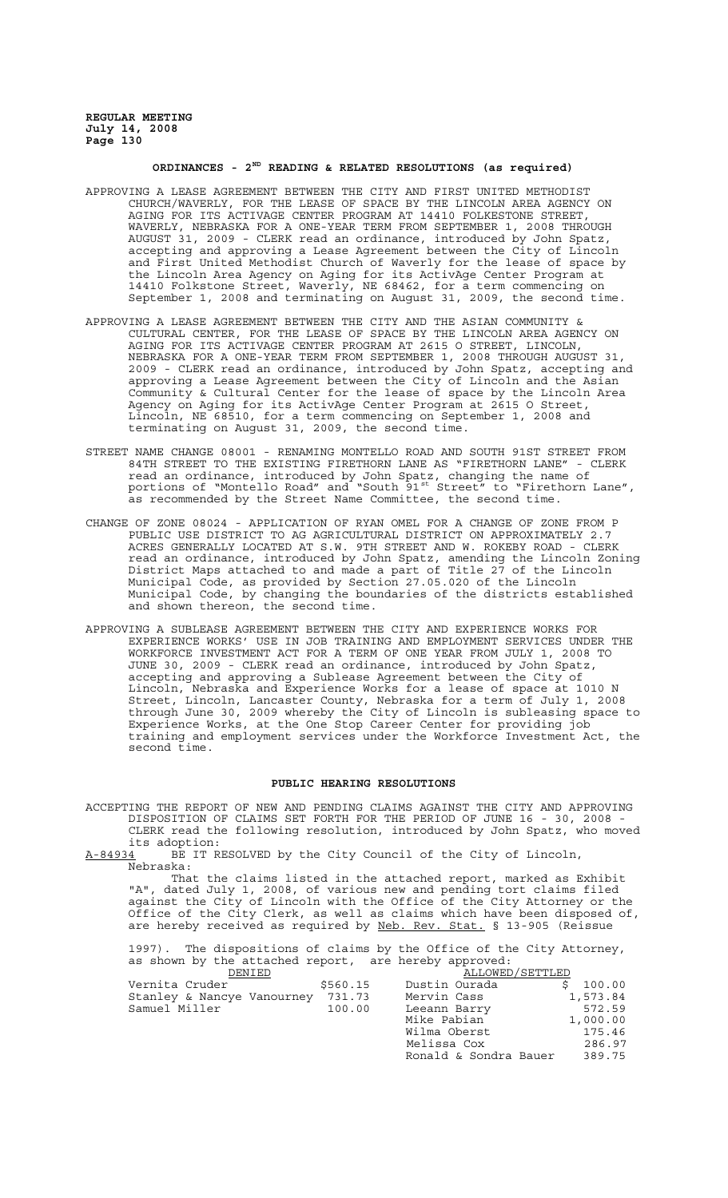## ORDINANCES - 2[ND] READING & RELATED RESOLUTIONS (as required)

APPROVING A LEASE AGREEMENT BETWEEN THE CITY AND FIRST UNITED METHODIST CHURCH/WAVERLY, FOR THE LEASE OF SPACE BY THE LINCOLN AREA AGENCY ON AGING FOR ITS ACTIVAGE CENTER PROGRAM AT 14410 FOLKESTONE STREET, WAVERLY, NEBRASKA FOR A ONE-YEAR TERM FROM SEPTEMBER 1, 2008 THROUGH AUGUST 31, 2009 - CLERK read an ordinance, introduced by John Spatz, accepting and approving a Lease Agreement between the City of Lincoln and First United Methodist Church of Waverly for the lease of space by the Lincoln Area Agency on Aging for its ActivAge Center Program at 14410 Folkstone Street, Waverly, NE 68462, for a term commencing on September 1, 2008 and terminating on August 31, 2009, the second time.

APPROVING A LEASE AGREEMENT BETWEEN THE CITY AND THE ASIAN COMMUNITY & CULTURAL CENTER, FOR THE LEASE OF SPACE BY THE LINCOLN AREA AGENCY ON AGING FOR ITS ACTIVAGE CENTER PROGRAM AT 2615 O STREET, LINCOLN, NEBRASKA FOR A ONE-YEAR TERM FROM SEPTEMBER 1, 2008 THROUGH AUGUST 31, 2009 - CLERK read an ordinance, introduced by John Spatz, accepting and approving a Lease Agreement between the City of Lincoln and the Asian Community & Cultural Center for the lease of space by the Lincoln Area Agency on Aging for its ActivAge Center Program at 2615 O Street, Lincoln, NE 68510, for a term commencing on September 1, 2008 and terminating on August 31, 2009, the second time.

STREET NAME CHANGE 08001 - RENAMING MONTELLO ROAD AND SOUTH 91ST STREET FROM 84TH STREET TO THE EXISTING FIRETHORN LANE AS "FIRETHORN LANE" - CLERK read an ordinance, introduced by John Spatz, changing the name of portions of "Montello Road" and "South 91[st] Street" to "Firethorn Lane", as recommended by the Street Name Committee, the second time.

CHANGE OF ZONE 08024 - APPLICATION OF RYAN OMEL FOR A CHANGE OF ZONE FROM P PUBLIC USE DISTRICT TO AG AGRICULTURAL DISTRICT ON APPROXIMATELY 2.7 ACRES GENERALLY LOCATED AT S.W. 9TH STREET AND W. ROKEBY ROAD - CLERK read an ordinance, introduced by John Spatz, amending the Lincoln Zoning District Maps attached to and made a part of Title 27 of the Lincoln Municipal Code, as provided by Section 27.05.020 of the Lincoln Municipal Code, by changing the boundaries of the districts established and shown thereon, the second time.

APPROVING A SUBLEASE AGREEMENT BETWEEN THE CITY AND EXPERIENCE WORKS FOR EXPERIENCE WORKS' USE IN JOB TRAINING AND EMPLOYMENT SERVICES UNDER THE WORKFORCE INVESTMENT ACT FOR A TERM OF ONE YEAR FROM JULY 1, 2008 TO JUNE 30, 2009 - CLERK read an ordinance, introduced by John Spatz, accepting and approving a Sublease Agreement between the City of Lincoln, Nebraska and Experience Works for a lease of space at 1010 N Street, Lincoln, Lancaster County, Nebraska for a term of July 1, 2008 through June 30, 2009 whereby the City of Lincoln is subleasing space to Experience Works, at the One Stop Career Center for providing job training and employment services under the Workforce Investment Act, the second time.

## PUBLIC HEARING RESOLUTIONS

ACCEPTING THE REPORT OF NEW AND PENDING CLAIMS AGAINST THE CITY AND APPROVING DISPOSITION OF CLAIMS SET FORTH FOR THE PERIOD OF JUNE 16 - 30, 2008 - CLERK read the following resolution, introduced by John Spatz, who moved its adoption:

A-84934 BE IT RESOLVED by the City Council of the City of Lincoln, Nebraska:

That the claims listed in the attached report, marked as Exhibit "A", dated July 1, 2008, of various new and pending tort claims filed against the City of Lincoln with the Office of the City Attorney or the Office of the City Clerk, as well as claims which have been disposed of, are hereby received as required by Neb. Rev. Stat. § 13-905 (Reissue 1997). The dispositions of claims by the Office of the City Attorney, as shown by the attached report, are hereby approved:

| DENIED | | ALLOWED/SETTLED | |
|---|---|---|---|
| Vernita Cruder | $560.15 | Dustin Ourada | $ 100.00 |
| Stanley & Nancye Vanourney | 731.73 | Mervin Cass | 1,573.84 |
| Samuel Miller | 100.00 | Leeann Barry | 572.59 |
| | | Mike Fabian | 1,000.00 |
| | | Wilma Oberst | 175.46 |
| | | Melissa Cox | 286.97 |
| | | Ronald & Sondra Bauer | 389.75 |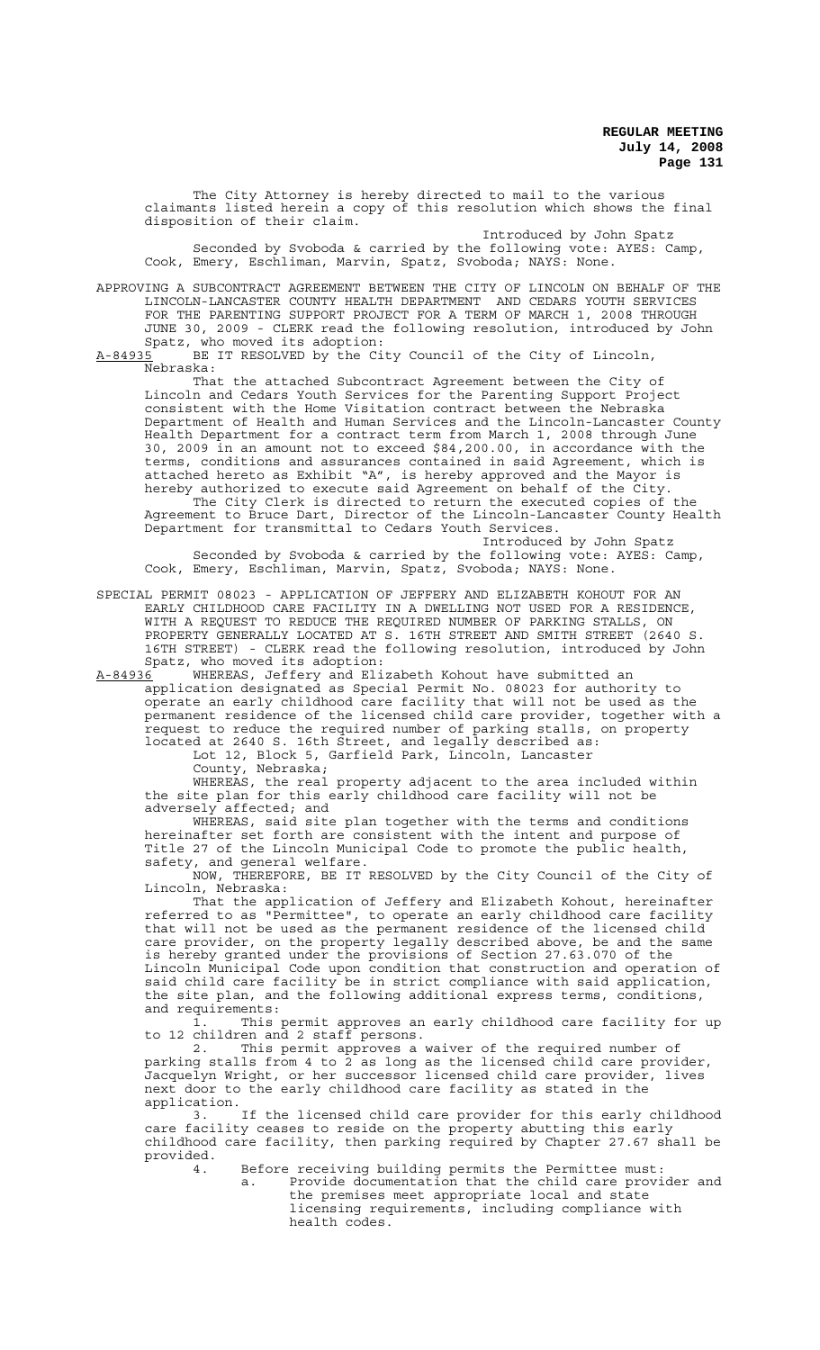The City Attorney is hereby directed to mail to the various claimants listed herein a copy of this resolution which shows the final disposition of their claim.

Introduced by John Spatz

Seconded by Svoboda & carried by the following vote: AYES: Camp, Cook, Emery, Eschliman, Marvin, Spatz, Svoboda; NAYS: None.

APPROVING A SUBCONTRACT AGREEMENT BETWEEN THE CITY OF LINCOLN ON BEHALF OF THE LINCOLN-LANCASTER COUNTY HEALTH DEPARTMENT AND CEDARS YOUTH SERVICES FOR THE PARENTING SUPPORT PROJECT FOR A TERM OF MARCH 1, 2008 THROUGH JUNE 30, 2009 - CLERK read the following resolution, introduced by John Spatz, who moved its adoption:

A-84935 BE IT RESOLVED by the City Council of the City of Lincoln, Nebraska:

That the attached Subcontract Agreement between the City of Lincoln and Cedars Youth Services for the Parenting Support Project consistent with the Home Visitation contract between the Nebraska Department of Health and Human Services and the Lincoln-Lancaster County Health Department for a contract term from March 1, 2008 through June 30, 2009 in an amount not to exceed $84,200.00, in accordance with the terms, conditions and assurances contained in said Agreement, which is attached hereto as Exhibit "A", is hereby approved and the Mayor is hereby authorized to execute said Agreement on behalf of the City.

The City Clerk is directed to return the executed copies of the Agreement to Bruce Dart, Director of the Lincoln-Lancaster County Health Department for transmittal to Cedars Youth Services.

Introduced by John Spatz

Seconded by Svoboda & carried by the following vote: AYES: Camp, Cook, Emery, Eschliman, Marvin, Spatz, Svoboda; NAYS: None.

SPECIAL PERMIT 08023 - APPLICATION OF JEFFERY AND ELIZABETH KOHOUT FOR AN EARLY CHILDHOOD CARE FACILITY IN A DWELLING NOT USED FOR A RESIDENCE, WITH A REQUEST TO REDUCE THE REQUIRED NUMBER OF PARKING STALLS, ON PROPERTY GENERALLY LOCATED AT S. 16TH STREET AND SMITH STREET (2640 S. 16TH STREET) - CLERK read the following resolution, introduced by John Spatz, who moved its adoption:

A-84936 WHEREAS, Jeffery and Elizabeth Kohout have submitted an application designated as Special Permit No. 08023 for authority to operate an early childhood care facility that will not be used as the permanent residence of the licensed child care provider, together with a request to reduce the required number of parking stalls, on property located at 2640 S. 16th Street, and legally described as:

Lot 12, Block 5, Garfield Park, Lincoln, Lancaster County, Nebraska;

WHEREAS, the real property adjacent to the area included within the site plan for this early childhood care facility will not be adversely affected; and

WHEREAS, said site plan together with the terms and conditions hereinafter set forth are consistent with the intent and purpose of Title 27 of the Lincoln Municipal Code to promote the public health, safety, and general welfare.

NOW, THEREFORE, BE IT RESOLVED by the City Council of the City of Lincoln, Nebraska:

That the application of Jeffery and Elizabeth Kohout, hereinafter referred to as "Permittee", to operate an early childhood care facility that will not be used as the permanent residence of the licensed child care provider, on the property legally described above, be and the same is hereby granted under the provisions of Section 27.63.070 of the Lincoln Municipal Code upon condition that construction and operation of said child care facility be in strict compliance with said application, the site plan, and the following additional express terms, conditions, and requirements:

1. This permit approves an early childhood care facility for up to 12 children and 2 staff persons.
2. This permit approves a waiver of the required number of parking stalls from 4 to 2 as long as the licensed child care provider, Jacquelyn Wright, or her successor licensed child care provider, lives next door to the early childhood care facility as stated in the application.
3. If the licensed child care provider for this early childhood care facility ceases to reside on the property abutting this early childhood care facility, then parking required by Chapter 27.67 shall be provided.
4. Before receiving building permits the Permittee must:
   a. Provide documentation that the child care provider and the premises meet appropriate local and state licensing requirements, including compliance with health codes.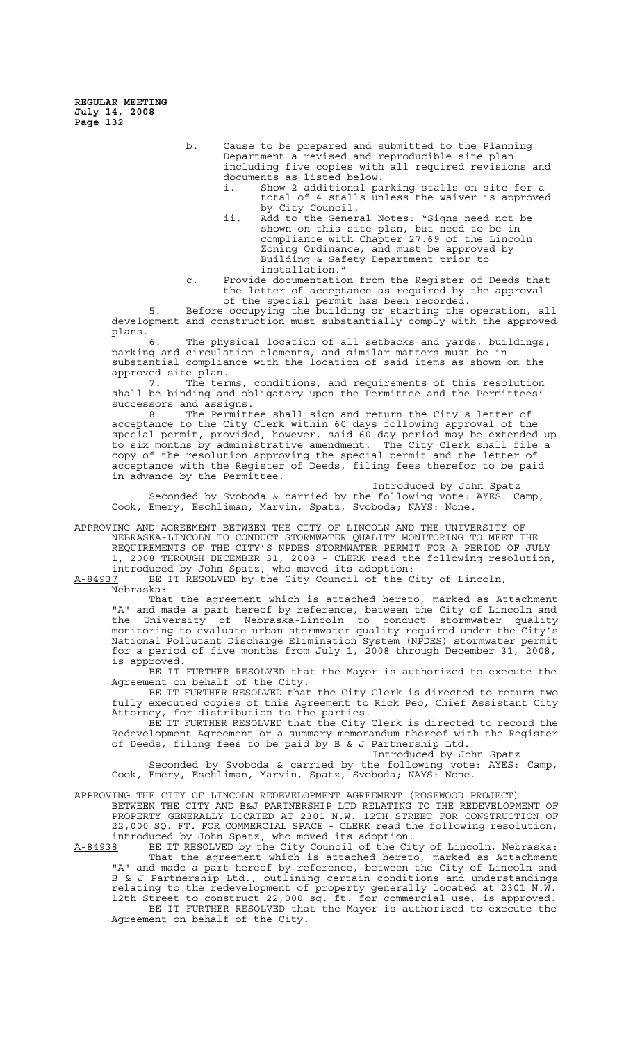b. Cause to be prepared and submitted to the Planning Department a revised and reproducible site plan including five copies with all required revisions and documents as listed below:
   i. Show 2 additional parking stalls on site for a total of 4 stalls unless the waiver is approved by City Council.
   ii. Add to the General Notes: "Signs need not be shown on this site plan, but need to be in compliance with Chapter 27.69 of the Lincoln Zoning Ordinance, and must be approved by Building & Safety Department prior to installation."

c. Provide documentation from the Register of Deeds that the letter of acceptance as required by the approval of the special permit has been recorded.

5. Before occupying the building or starting the operation, all development and construction must substantially comply with the approved plans.

6. The physical location of all setbacks and yards, buildings, parking and circulation elements, and similar matters must be in substantial compliance with the location of said items as shown on the approved site plan.

7. The terms, conditions, and requirements of this resolution shall be binding and obligatory upon the Permittee and the Permittees' successors and assigns.

8. The Permittee shall sign and return the City's letter of acceptance to the City Clerk within 60 days following approval of the special permit, provided, however, said 60-day period may be extended up to six months by administrative amendment. The City Clerk shall file a copy of the resolution approving the special permit and the letter of acceptance with the Register of Deeds, filing fees therefor to be paid in advance by the Permittee.

Introduced by John Spatz

Seconded by Svoboda & carried by the following vote: AYES: Camp, Cook, Emery, Eschliman, Marvin, Spatz, Svoboda; NAYS: None.

APPROVING AND AGREEMENT BETWEEN THE CITY OF LINCOLN AND THE UNIVERSITY OF NEBRASKA-LINCOLN TO CONDUCT STORMWATER QUALITY MONITORING TO MEET THE REQUIREMENTS OF THE CITY'S NPDES STORMWATER PERMIT FOR A PERIOD OF JULY 1, 2008 THROUGH DECEMBER 31, 2008 - CLERK read the following resolution, introduced by John Spatz, who moved its adoption:

A-84937 BE IT RESOLVED by the City Council of the City of Lincoln, Nebraska:

That the agreement which is attached hereto, marked as Attachment "A" and made a part hereof by reference, between the City of Lincoln and the University of Nebraska-Lincoln to conduct stormwater quality monitoring to evaluate urban stormwater quality required under the City's National Pollutant Discharge Elimination System (NPDES) stormwater permit for a period of five months from July 1, 2008 through December 31, 2008, is approved.

BE IT FURTHER RESOLVED that the Mayor is authorized to execute the Agreement on behalf of the City.

BE IT FURTHER RESOLVED that the City Clerk is directed to return two fully executed copies of this Agreement to Rick Peo, Chief Assistant City Attorney, for distribution to the parties.

BE IT FURTHER RESOLVED that the City Clerk is directed to record the Redevelopment Agreement or a summary memorandum thereof with the Register of Deeds, filing fees to be paid by B & J Partnership Ltd.

Introduced by John Spatz

Seconded by Svoboda & carried by the following vote: AYES: Camp, Cook, Emery, Eschliman, Marvin, Spatz, Svoboda; NAYS: None.

APPROVING THE CITY OF LINCOLN REDEVELOPMENT AGREEMENT (ROSEWOOD PROJECT) BETWEEN THE CITY AND B&J PARTNERSHIP LTD RELATING TO THE REDEVELOPMENT OF PROPERTY GENERALLY LOCATED AT 2301 N.W. 12TH STREET FOR CONSTRUCTION OF 22,000 SQ. FT. FOR COMMERCIAL SPACE - CLERK read the following resolution, introduced by John Spatz, who moved its adoption:

A-84938 BE IT RESOLVED by the City Council of the City of Lincoln, Nebraska:

That the agreement which is attached hereto, marked as Attachment "A" and made a part hereof by reference, between the City of Lincoln and B & J Partnership Ltd., outlining certain conditions and understandings relating to the redevelopment of property generally located at 2301 N.W. 12th Street to construct 22,000 sq. ft. for commercial use, is approved.

BE IT FURTHER RESOLVED that the Mayor is authorized to execute the Agreement on behalf of the City.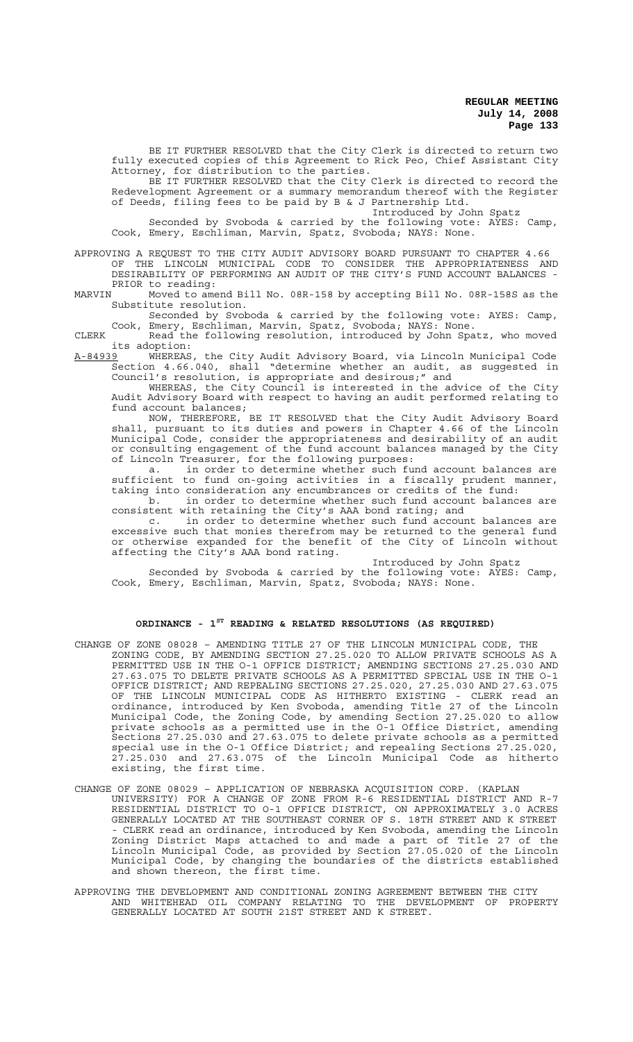BE IT FURTHER RESOLVED that the City Clerk is directed to return two fully executed copies of this Agreement to Rick Peo, Chief Assistant City Attorney, for distribution to the parties.

BE IT FURTHER RESOLVED that the City Clerk is directed to record the Redevelopment Agreement or a summary memorandum thereof with the Register of Deeds, filing fees to be paid by B & J Partnership Ltd.

Introduced by John Spatz

Seconded by Svoboda & carried by the following vote: AYES: Camp, Cook, Emery, Eschliman, Marvin, Spatz, Svoboda; NAYS: None.

APPROVING A REQUEST TO THE CITY AUDIT ADVISORY BOARD PURSUANT TO CHAPTER 4.66 OF THE LINCOLN MUNICIPAL CODE TO CONSIDER THE APPROPRIATENESS AND DESIRABILITY OF PERFORMING AN AUDIT OF THE CITY'S FUND ACCOUNT BALANCES - PRIOR to reading:

MARVIN Moved to amend Bill No. 08R-158 by accepting Bill No. 08R-158S as the Substitute resolution.

Seconded by Svoboda & carried by the following vote: AYES: Camp, Cook, Emery, Eschliman, Marvin, Spatz, Svoboda; NAYS: None.

CLERK Read the following resolution, introduced by John Spatz, who moved its adoption:

A-84939 WHEREAS, the City Audit Advisory Board, via Lincoln Municipal Code Section 4.66.040, shall "determine whether an audit, as suggested in Council's resolution, is appropriate and desirous;" and

WHEREAS, the City Council is interested in the advice of the City Audit Advisory Board with respect to having an audit performed relating to fund account balances;

NOW, THEREFORE, BE IT RESOLVED that the City Audit Advisory Board shall, pursuant to its duties and powers in Chapter 4.66 of the Lincoln Municipal Code, consider the appropriateness and desirability of an audit or consulting engagement of the fund account balances managed by the City of Lincoln Treasurer, for the following purposes:

a. in order to determine whether such fund account balances are sufficient to fund on-going activities in a fiscally prudent manner, taking into consideration any encumbrances or credits of the fund:

b. in order to determine whether such fund account balances are consistent with retaining the City's AAA bond rating; and

c. in order to determine whether such fund account balances are excessive such that monies therefrom may be returned to the general fund or otherwise expanded for the benefit of the City of Lincoln without affecting the City's AAA bond rating.

Introduced by John Spatz

Seconded by Svoboda & carried by the following vote: AYES: Camp, Cook, Emery, Eschliman, Marvin, Spatz, Svoboda; NAYS: None.

## ORDINANCE - 1ST READING & RELATED RESOLUTIONS (AS REQUIRED)

CHANGE OF ZONE 08028 – AMENDING TITLE 27 OF THE LINCOLN MUNICIPAL CODE, THE ZONING CODE, BY AMENDING SECTION 27.25.020 TO ALLOW PRIVATE SCHOOLS AS A PERMITTED USE IN THE O-1 OFFICE DISTRICT; AMENDING SECTIONS 27.25.030 AND 27.63.075 TO DELETE PRIVATE SCHOOLS AS A PERMITTED SPECIAL USE IN THE O-1 OFFICE DISTRICT; AND REPEALING SECTIONS 27.25.020, 27.25.030 AND 27.63.075 OF THE LINCOLN MUNICIPAL CODE AS HITHERTO EXISTING - CLERK read an ordinance, introduced by Ken Svoboda, amending Title 27 of the Lincoln Municipal Code, the Zoning Code, by amending Section 27.25.020 to allow private schools as a permitted use in the O-1 Office District, amending Sections 27.25.030 and 27.63.075 to delete private schools as a permitted special use in the O-1 Office District; and repealing Sections 27.25.020, 27.25.030 and 27.63.075 of the Lincoln Municipal Code as hitherto existing, the first time.

CHANGE OF ZONE 08029 – APPLICATION OF NEBRASKA ACQUISITION CORP. (KAPLAN UNIVERSITY) FOR A CHANGE OF ZONE FROM R-6 RESIDENTIAL DISTRICT AND R-7 RESIDENTIAL DISTRICT TO O-1 OFFICE DISTRICT, ON APPROXIMATELY 3.0 ACRES GENERALLY LOCATED AT THE SOUTHEAST CORNER OF S. 18TH STREET AND K STREET - CLERK read an ordinance, introduced by Ken Svoboda, amending the Lincoln Zoning District Maps attached to and made a part of Title 27 of the Lincoln Municipal Code, as provided by Section 27.05.020 of the Lincoln Municipal Code, by changing the boundaries of the districts established and shown thereon, the first time.

APPROVING THE DEVELOPMENT AND CONDITIONAL ZONING AGREEMENT BETWEEN THE CITY AND WHITEHEAD OIL COMPANY RELATING TO THE DEVELOPMENT OF PROPERTY GENERALLY LOCATED AT SOUTH 21ST STREET AND K STREET.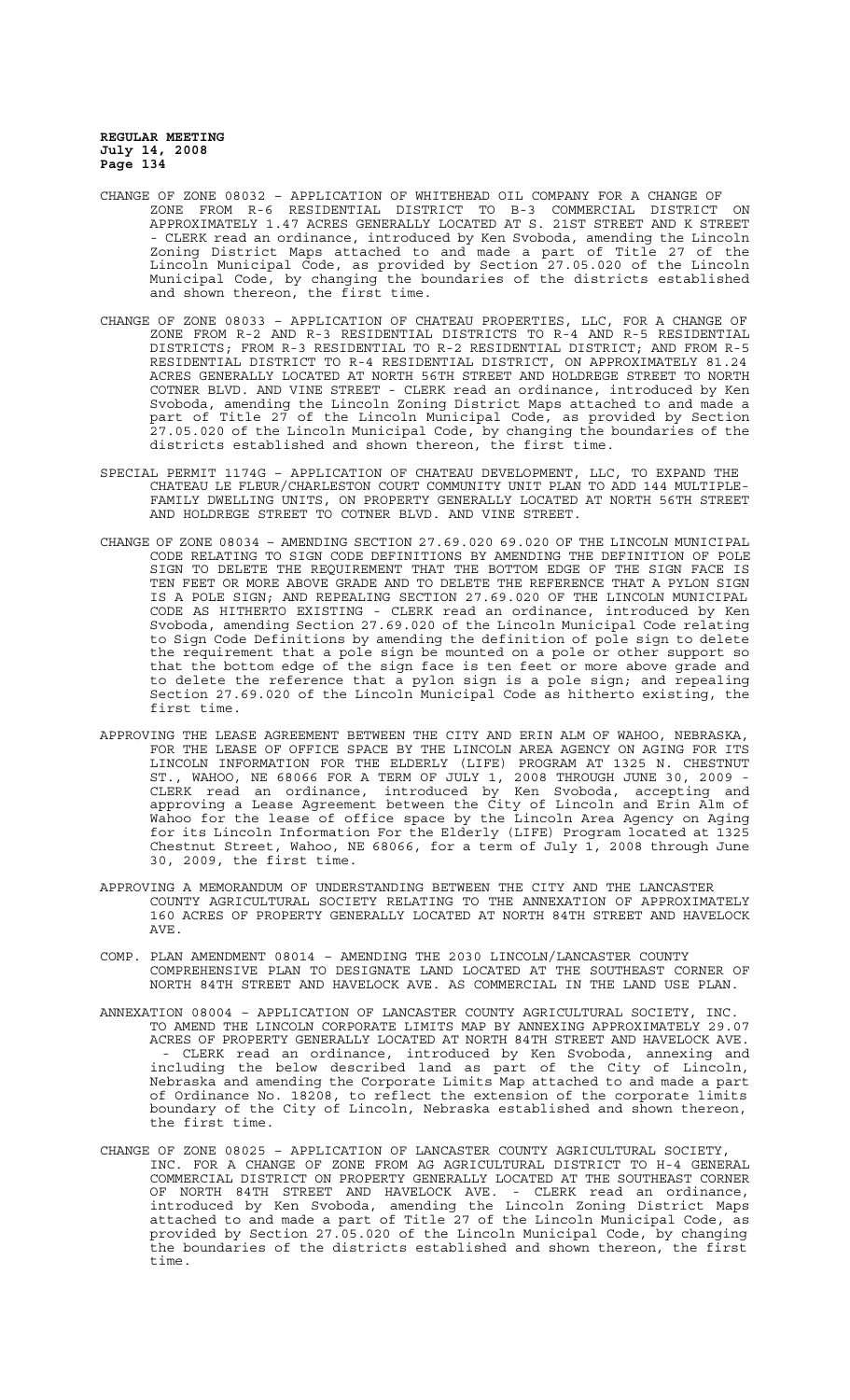CHANGE OF ZONE 08032 – APPLICATION OF WHITEHEAD OIL COMPANY FOR A CHANGE OF ZONE FROM R-6 RESIDENTIAL DISTRICT TO B-3 COMMERCIAL DISTRICT ON APPROXIMATELY 1.47 ACRES GENERALLY LOCATED AT S. 21ST STREET AND K STREET - CLERK read an ordinance, introduced by Ken Svoboda, amending the Lincoln Zoning District Maps attached to and made a part of Title 27 of the Lincoln Municipal Code, as provided by Section 27.05.020 of the Lincoln Municipal Code, by changing the boundaries of the districts established and shown thereon, the first time.

CHANGE OF ZONE 08033 – APPLICATION OF CHATEAU PROPERTIES, LLC, FOR A CHANGE OF ZONE FROM R-2 AND R-3 RESIDENTIAL DISTRICTS TO R-4 AND R-5 RESIDENTIAL DISTRICTS; FROM R-3 RESIDENTIAL TO R-2 RESIDENTIAL DISTRICT; AND FROM R-5 RESIDENTIAL DISTRICT TO R-4 RESIDENTIAL DISTRICT, ON APPROXIMATELY 81.24 ACRES GENERALLY LOCATED AT NORTH 56TH STREET AND HOLDREGE STREET TO NORTH COTNER BLVD. AND VINE STREET - CLERK read an ordinance, introduced by Ken Svoboda, amending the Lincoln Zoning District Maps attached to and made a part of Title 27 of the Lincoln Municipal Code, as provided by Section 27.05.020 of the Lincoln Municipal Code, by changing the boundaries of the districts established and shown thereon, the first time.

SPECIAL PERMIT 1174G – APPLICATION OF CHATEAU DEVELOPMENT, LLC, TO EXPAND THE CHATEAU LE FLEUR/CHARLESTON COURT COMMUNITY UNIT PLAN TO ADD 144 MULTIPLE-FAMILY DWELLING UNITS, ON PROPERTY GENERALLY LOCATED AT NORTH 56TH STREET AND HOLDREGE STREET TO COTNER BLVD. AND VINE STREET.

CHANGE OF ZONE 08034 – AMENDING SECTION 27.69.020 69.020 OF THE LINCOLN MUNICIPAL CODE RELATING TO SIGN CODE DEFINITIONS BY AMENDING THE DEFINITION OF POLE SIGN TO DELETE THE REQUIREMENT THAT THE BOTTOM EDGE OF THE SIGN FACE IS TEN FEET OR MORE ABOVE GRADE AND TO DELETE THE REFERENCE THAT A PYLON SIGN IS A POLE SIGN; AND REPEALING SECTION 27.69.020 OF THE LINCOLN MUNICIPAL CODE AS HITHERTO EXISTING - CLERK read an ordinance, introduced by Ken Svoboda, amending Section 27.69.020 of the Lincoln Municipal Code relating to Sign Code Definitions by amending the definition of pole sign to delete the requirement that a pole sign be mounted on a pole or other support so that the bottom edge of the sign face is ten feet or more above grade and to delete the reference that a pylon sign is a pole sign; and repealing Section 27.69.020 of the Lincoln Municipal Code as hitherto existing, the first time.

APPROVING THE LEASE AGREEMENT BETWEEN THE CITY AND ERIN ALM OF WAHOO, NEBRASKA, FOR THE LEASE OF OFFICE SPACE BY THE LINCOLN AREA AGENCY ON AGING FOR ITS LINCOLN INFORMATION FOR THE ELDERLY (LIFE) PROGRAM AT 1325 N. CHESTNUT ST., WAHOO, NE 68066 FOR A TERM OF JULY 1, 2008 THROUGH JUNE 30, 2009 - CLERK read an ordinance, introduced by Ken Svoboda, accepting and approving a Lease Agreement between the City of Lincoln and Erin Alm of Wahoo for the lease of office space by the Lincoln Area Agency on Aging for its Lincoln Information For the Elderly (LIFE) Program located at 1325 Chestnut Street, Wahoo, NE 68066, for a term of July 1, 2008 through June 30, 2009, the first time.

APPROVING A MEMORANDUM OF UNDERSTANDING BETWEEN THE CITY AND THE LANCASTER COUNTY AGRICULTURAL SOCIETY RELATING TO THE ANNEXATION OF APPROXIMATELY 160 ACRES OF PROPERTY GENERALLY LOCATED AT NORTH 84TH STREET AND HAVELOCK AVE.

COMP. PLAN AMENDMENT 08014 – AMENDING THE 2030 LINCOLN/LANCASTER COUNTY COMPREHENSIVE PLAN TO DESIGNATE LAND LOCATED AT THE SOUTHEAST CORNER OF NORTH 84TH STREET AND HAVELOCK AVE. AS COMMERCIAL IN THE LAND USE PLAN.

ANNEXATION 08004 – APPLICATION OF LANCASTER COUNTY AGRICULTURAL SOCIETY, INC. TO AMEND THE LINCOLN CORPORATE LIMITS MAP BY ANNEXING APPROXIMATELY 29.07 ACRES OF PROPERTY GENERALLY LOCATED AT NORTH 84TH STREET AND HAVELOCK AVE. - CLERK read an ordinance, introduced by Ken Svoboda, annexing and including the below described land as part of the City of Lincoln, Nebraska and amending the Corporate Limits Map attached to and made a part of Ordinance No. 18208, to reflect the extension of the corporate limits boundary of the City of Lincoln, Nebraska established and shown thereon, the first time.

CHANGE OF ZONE 08025 – APPLICATION OF LANCASTER COUNTY AGRICULTURAL SOCIETY, INC. FOR A CHANGE OF ZONE FROM AG AGRICULTURAL DISTRICT TO H-4 GENERAL COMMERCIAL DISTRICT ON PROPERTY GENERALLY LOCATED AT THE SOUTHEAST CORNER OF NORTH 84TH STREET AND HAVELOCK AVE. - CLERK read an ordinance, introduced by Ken Svoboda, amending the Lincoln Zoning District Maps attached to and made a part of Title 27 of the Lincoln Municipal Code, as provided by Section 27.05.020 of the Lincoln Municipal Code, by changing the boundaries of the districts established and shown thereon, the first time.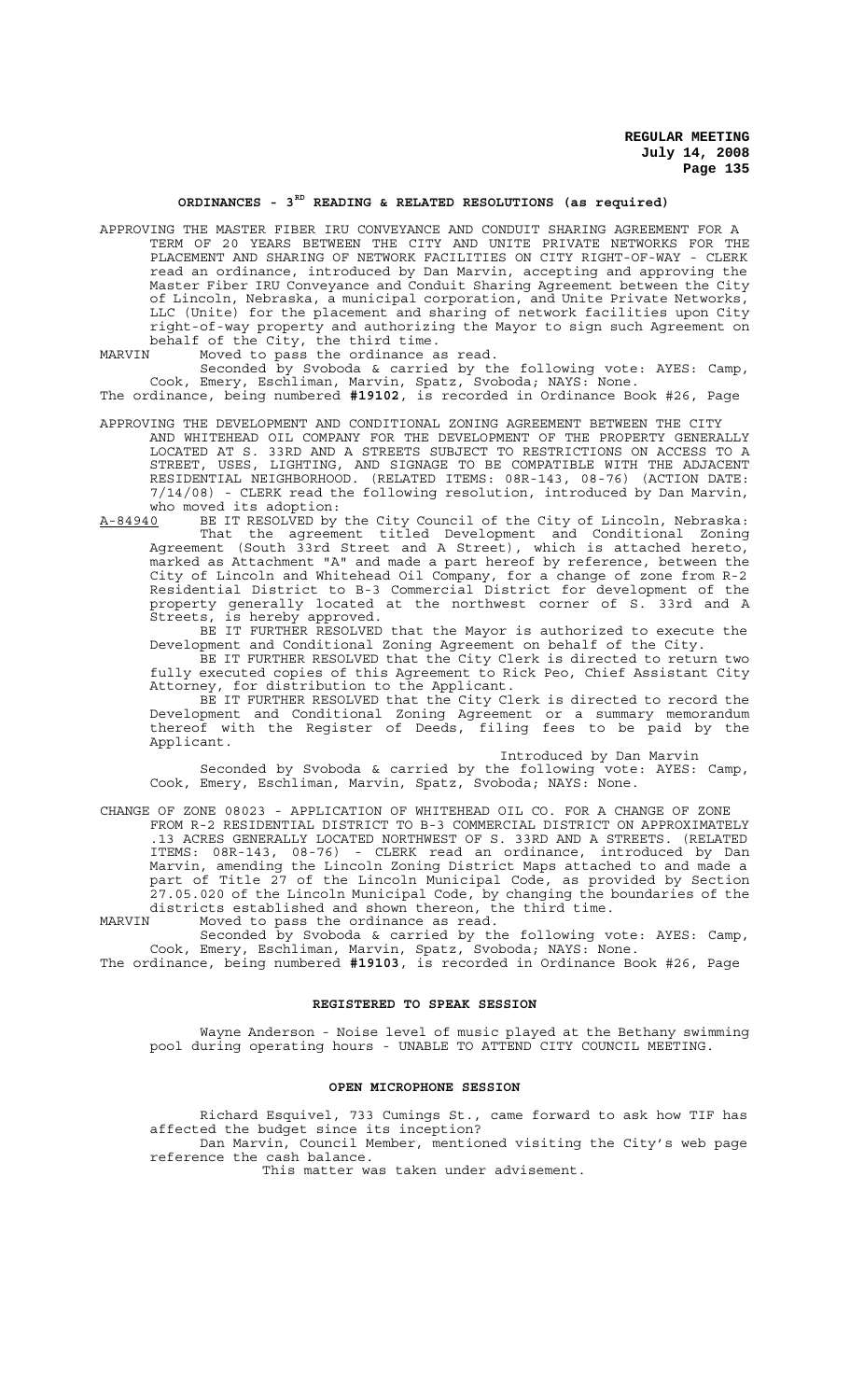## ORDINANCES - 3RD READING & RELATED RESOLUTIONS (as required)

APPROVING THE MASTER FIBER IRU CONVEYANCE AND CONDUIT SHARING AGREEMENT FOR A TERM OF 20 YEARS BETWEEN THE CITY AND UNITE PRIVATE NETWORKS FOR THE PLACEMENT AND SHARING OF NETWORK FACILITIES ON CITY RIGHT-OF-WAY - CLERK read an ordinance, introduced by Dan Marvin, accepting and approving the Master Fiber IRU Conveyance and Conduit Sharing Agreement between the City of Lincoln, Nebraska, a municipal corporation, and Unite Private Networks, LLC (Unite) for the placement and sharing of network facilities upon City right-of-way property and authorizing the Mayor to sign such Agreement on behalf of the City, the third time.

MARVIN Moved to pass the ordinance as read.

Seconded by Svoboda & carried by the following vote: AYES: Camp, Cook, Emery, Eschliman, Marvin, Spatz, Svoboda; NAYS: None.

The ordinance, being numbered **#19102**, is recorded in Ordinance Book #26, Page

APPROVING THE DEVELOPMENT AND CONDITIONAL ZONING AGREEMENT BETWEEN THE CITY AND WHITEHEAD OIL COMPANY FOR THE DEVELOPMENT OF THE PROPERTY GENERALLY LOCATED AT S. 33RD AND A STREETS SUBJECT TO RESTRICTIONS ON ACCESS TO A STREET, USES, LIGHTING, AND SIGNAGE TO BE COMPATIBLE WITH THE ADJACENT RESIDENTIAL NEIGHBORHOOD. (RELATED ITEMS: 08R-143, 08-76) (ACTION DATE: 7/14/08) - CLERK read the following resolution, introduced by Dan Marvin, who moved its adoption:

A-84940 BE IT RESOLVED by the City Council of the City of Lincoln, Nebraska:

That the agreement titled Development and Conditional Zoning Agreement (South 33rd Street and A Street), which is attached hereto, marked as Attachment "A" and made a part hereof by reference, between the City of Lincoln and Whitehead Oil Company, for a change of zone from R-2 Residential District to B-3 Commercial District for development of the property generally located at the northwest corner of S. 33rd and A Streets, is hereby approved.

BE IT FURTHER RESOLVED that the Mayor is authorized to execute the Development and Conditional Zoning Agreement on behalf of the City.

BE IT FURTHER RESOLVED that the City Clerk is directed to return two fully executed copies of this Agreement to Rick Peo, Chief Assistant City Attorney, for distribution to the Applicant.

BE IT FURTHER RESOLVED that the City Clerk is directed to record the Development and Conditional Zoning Agreement or a summary memorandum thereof with the Register of Deeds, filing fees to be paid by the Applicant.

Introduced by Dan Marvin

Seconded by Svoboda & carried by the following vote: AYES: Camp, Cook, Emery, Eschliman, Marvin, Spatz, Svoboda; NAYS: None.

CHANGE OF ZONE 08023 - APPLICATION OF WHITEHEAD OIL CO. FOR A CHANGE OF ZONE FROM R-2 RESIDENTIAL DISTRICT TO B-3 COMMERCIAL DISTRICT ON APPROXIMATELY .13 ACRES GENERALLY LOCATED NORTHWEST OF S. 33RD AND A STREETS. (RELATED ITEMS: 08R-143, 08-76) - CLERK read an ordinance, introduced by Dan Marvin, amending the Lincoln Zoning District Maps attached to and made a part of Title 27 of the Lincoln Municipal Code, as provided by Section 27.05.020 of the Lincoln Municipal Code, by changing the boundaries of the districts established and shown thereon, the third time.

MARVIN Moved to pass the ordinance as read.

Seconded by Svoboda & carried by the following vote: AYES: Camp, Cook, Emery, Eschliman, Marvin, Spatz, Svoboda; NAYS: None.

The ordinance, being numbered **#19103**, is recorded in Ordinance Book #26, Page

## REGISTERED TO SPEAK SESSION

Wayne Anderson - Noise level of music played at the Bethany swimming pool during operating hours - UNABLE TO ATTEND CITY COUNCIL MEETING.

## OPEN MICROPHONE SESSION

Richard Esquivel, 733 Cumings St., came forward to ask how TIF has affected the budget since its inception?

Dan Marvin, Council Member, mentioned visiting the City's web page reference the cash balance.

This matter was taken under advisement.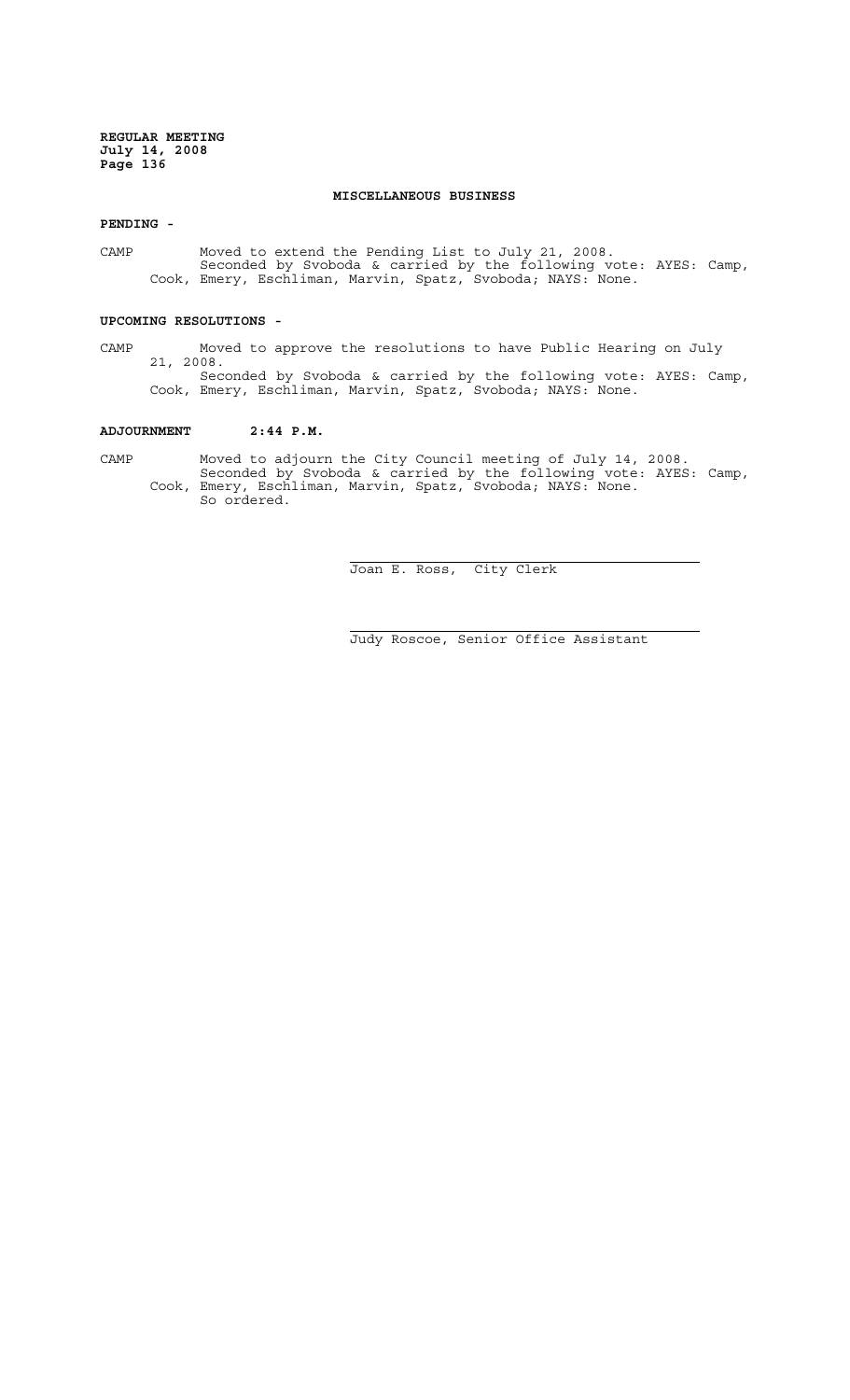## MISCELLANEOUS BUSINESS

**PENDING -**

CAMP Moved to extend the Pending List to July 21, 2008.
Seconded by Svoboda & carried by the following vote: AYES: Camp, Cook, Emery, Eschliman, Marvin, Spatz, Svoboda; NAYS: None.

**UPCOMING RESOLUTIONS -**

CAMP Moved to approve the resolutions to have Public Hearing on July 21, 2008.
Seconded by Svoboda & carried by the following vote: AYES: Camp, Cook, Emery, Eschliman, Marvin, Spatz, Svoboda; NAYS: None.

**ADJOURNMENT 2:44 P.M.**

CAMP Moved to adjourn the City Council meeting of July 14, 2008.
Seconded by Svoboda & carried by the following vote: AYES: Camp, Cook, Emery, Eschliman, Marvin, Spatz, Svoboda; NAYS: None.
So ordered.

Joan E. Ross, City Clerk

Judy Roscoe, Senior Office Assistant